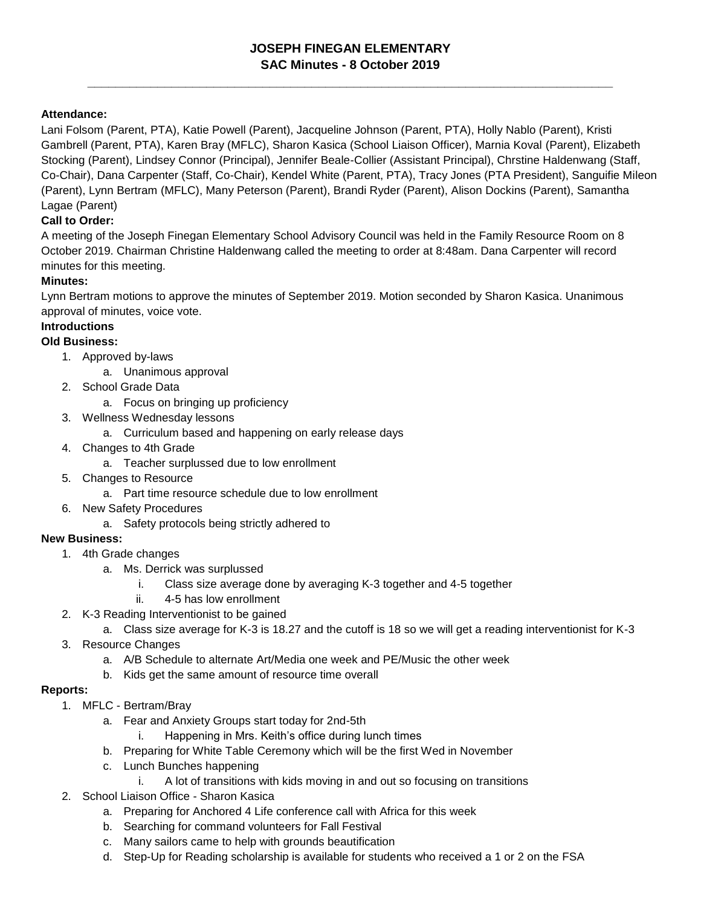# JOSEPH FINEGAN ELEMENTARY
## SAC Minutes - 8 October 2019

---

**Attendance:**

Lani Folsom (Parent, PTA), Katie Powell (Parent), Jacqueline Johnson (Parent, PTA), Holly Nablo (Parent), Kristi Gambrell (Parent, PTA), Karen Bray (MFLC), Sharon Kasica (School Liaison Officer), Marnia Koval (Parent), Elizabeth Stocking (Parent), Lindsey Connor (Principal), Jennifer Beale-Collier (Assistant Principal), Chrstine Haldenwang (Staff, Co-Chair), Dana Carpenter (Staff, Co-Chair), Kendel White (Parent, PTA), Tracy Jones (PTA President), Sanguifie Mileon (Parent), Lynn Bertram (MFLC), Many Peterson (Parent), Brandi Ryder (Parent), Alison Dockins (Parent), Samantha Lagae (Parent)

**Call to Order:**

A meeting of the Joseph Finegan Elementary School Advisory Council was held in the Family Resource Room on 8 October 2019. Chairman Christine Haldenwang called the meeting to order at 8:48am. Dana Carpenter will record minutes for this meeting.

**Minutes:**

Lynn Bertram motions to approve the minutes of September 2019. Motion seconded by Sharon Kasica. Unanimous approval of minutes, voice vote.

**Introductions**

**Old Business:**

1. Approved by-laws
   a. Unanimous approval
2. School Grade Data
   a. Focus on bringing up proficiency
3. Wellness Wednesday lessons
   a. Curriculum based and happening on early release days
4. Changes to 4th Grade
   a. Teacher surplussed due to low enrollment
5. Changes to Resource
   a. Part time resource schedule due to low enrollment
6. New Safety Procedures
   a. Safety protocols being strictly adhered to

**New Business:**

1. 4th Grade changes
   a. Ms. Derrick was surplussed
      i. Class size average done by averaging K-3 together and 4-5 together
      ii. 4-5 has low enrollment
2. K-3 Reading Interventionist to be gained
   a. Class size average for K-3 is 18.27 and the cutoff is 18 so we will get a reading interventionist for K-3
3. Resource Changes
   a. A/B Schedule to alternate Art/Media one week and PE/Music the other week
   b. Kids get the same amount of resource time overall

**Reports:**

1. MFLC - Bertram/Bray
   a. Fear and Anxiety Groups start today for 2nd-5th
      i. Happening in Mrs. Keith's office during lunch times
   b. Preparing for White Table Ceremony which will be the first Wed in November
   c. Lunch Bunches happening
      i. A lot of transitions with kids moving in and out so focusing on transitions
2. School Liaison Office - Sharon Kasica
   a. Preparing for Anchored 4 Life conference call with Africa for this week
   b. Searching for command volunteers for Fall Festival
   c. Many sailors came to help with grounds beautification
   d. Step-Up for Reading scholarship is available for students who received a 1 or 2 on the FSA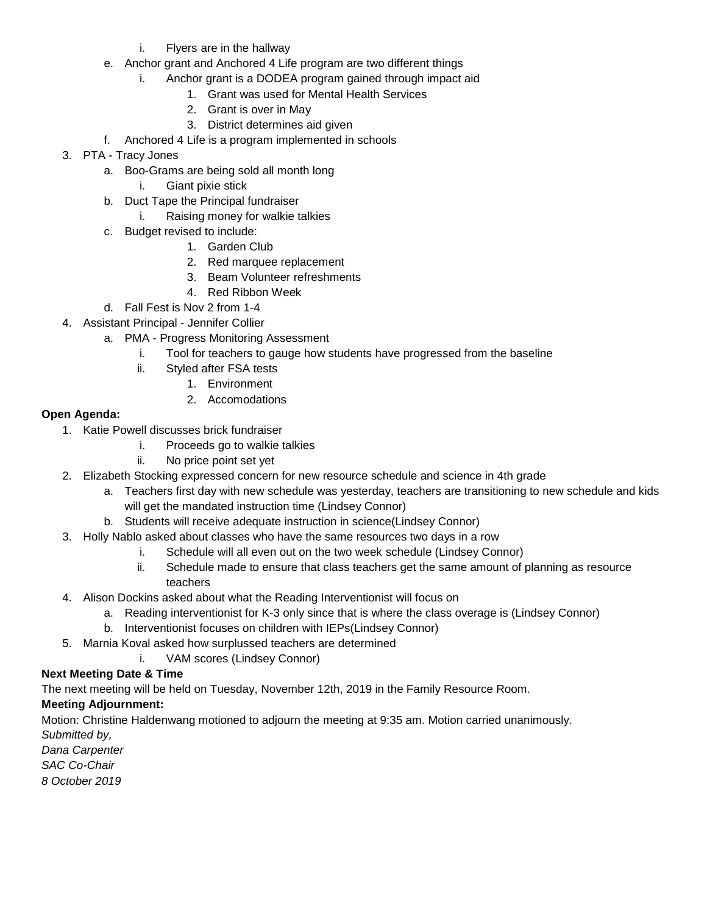i. Flyers are in the hallway
    e. Anchor grant and Anchored 4 Life program are two different things
        i. Anchor grant is a DODEA program gained through impact aid
            1. Grant was used for Mental Health Services
            2. Grant is over in May
            3. District determines aid given
    f. Anchored 4 Life is a program implemented in schools
3. PTA - Tracy Jones
    a. Boo-Grams are being sold all month long
        i. Giant pixie stick
    b. Duct Tape the Principal fundraiser
        i. Raising money for walkie talkies
    c. Budget revised to include:
        1. Garden Club
        2. Red marquee replacement
        3. Beam Volunteer refreshments
        4. Red Ribbon Week
    d. Fall Fest is Nov 2 from 1-4
4. Assistant Principal - Jennifer Collier
    a. PMA - Progress Monitoring Assessment
        i. Tool for teachers to gauge how students have progressed from the baseline
        ii. Styled after FSA tests
            1. Environment
            2. Accomodations

**Open Agenda:**

1. Katie Powell discusses brick fundraiser
    i. Proceeds go to walkie talkies
    ii. No price point set yet
2. Elizabeth Stocking expressed concern for new resource schedule and science in 4th grade
    a. Teachers first day with new schedule was yesterday, teachers are transitioning to new schedule and kids will get the mandated instruction time (Lindsey Connor)
    b. Students will receive adequate instruction in science(Lindsey Connor)
3. Holly Nablo asked about classes who have the same resources two days in a row
    i. Schedule will all even out on the two week schedule (Lindsey Connor)
    ii. Schedule made to ensure that class teachers get the same amount of planning as resource teachers
4. Alison Dockins asked about what the Reading Interventionist will focus on
    a. Reading interventionist for K-3 only since that is where the class overage is (Lindsey Connor)
    b. Interventionist focuses on children with IEPs(Lindsey Connor)
5. Marnia Koval asked how surplussed teachers are determined
    i. VAM scores (Lindsey Connor)

**Next Meeting Date & Time**

The next meeting will be held on Tuesday, November 12th, 2019 in the Family Resource Room.

**Meeting Adjournment:**

Motion: Christine Haldenwang motioned to adjourn the meeting at 9:35 am. Motion carried unanimously.

*Submitted by,*
*Dana Carpenter*
*SAC Co-Chair*
*8 October 2019*